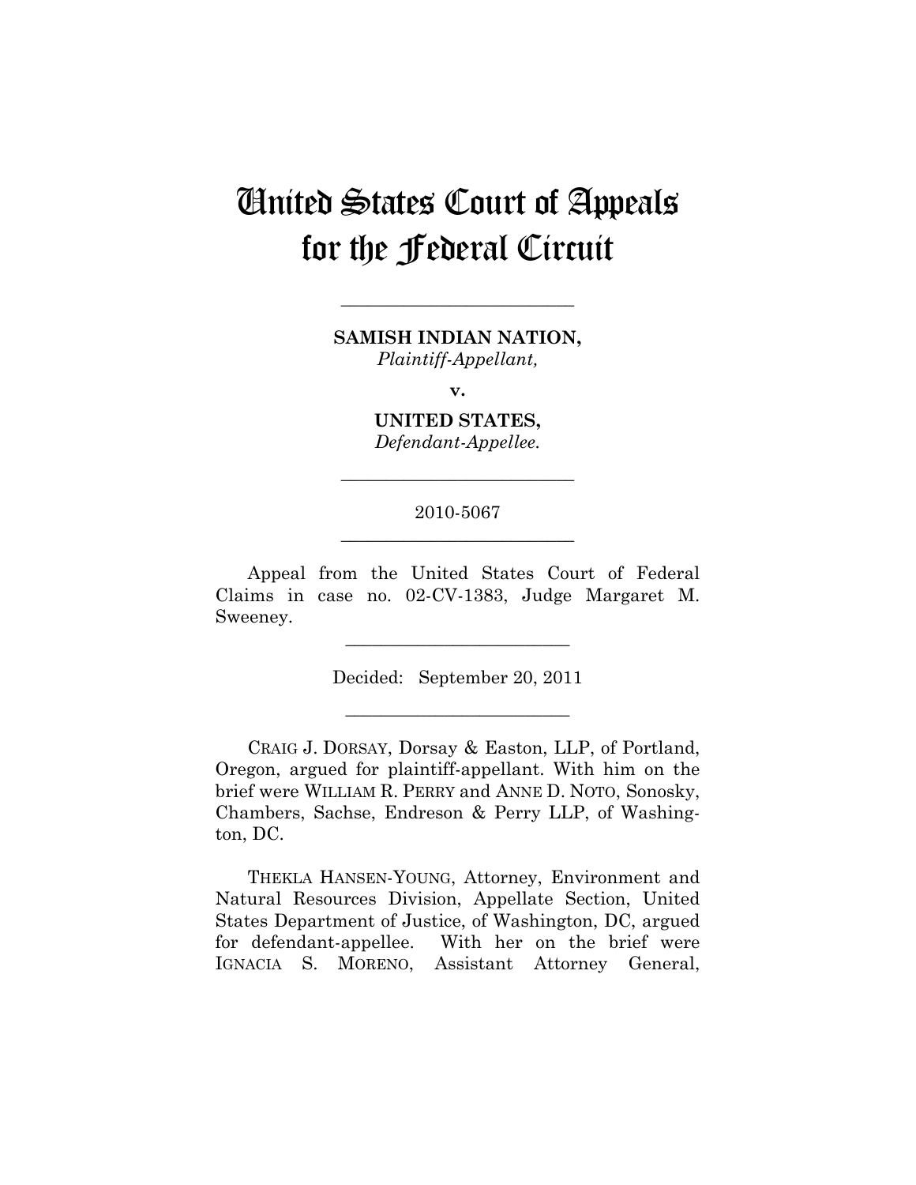# United States Court of Appeals for the Federal Circuit

---

**SAMISH INDIAN NATION,**
*Plaintiff-Appellant,*

**v.**

**UNITED STATES,**
*Defendant-Appellee.*

---

2010-5067

---

Appeal from the United States Court of Federal Claims in case no. 02-CV-1383, Judge Margaret M. Sweeney.

---

Decided: September 20, 2011

---

CRAIG J. DORSAY, Dorsay & Easton, LLP, of Portland, Oregon, argued for plaintiff-appellant. With him on the brief were WILLIAM R. PERRY and ANNE D. NOTO, Sonosky, Chambers, Sachse, Endreson & Perry LLP, of Washington, DC.

THEKLA HANSEN-YOUNG, Attorney, Environment and Natural Resources Division, Appellate Section, United States Department of Justice, of Washington, DC, argued for defendant-appellee. With her on the brief were IGNACIA S. MORENO, Assistant Attorney General,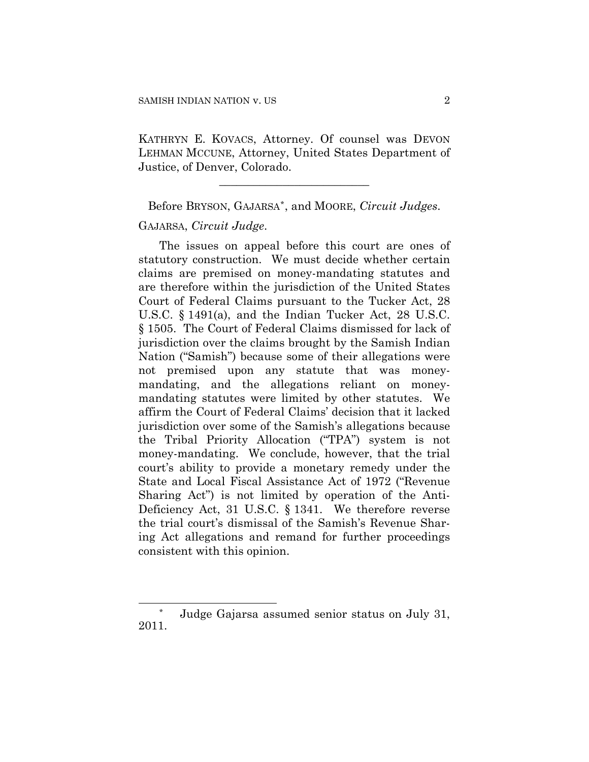KATHRYN E. KOVACS, Attorney. Of counsel was DEVON LEHMAN MCCUNE, Attorney, United States Department of Justice, of Denver, Colorado.

---

Before BRYSON, GAJARSA[*], and MOORE, *Circuit Judges*.

GAJARSA, *Circuit Judge*.

The issues on appeal before this court are ones of statutory construction. We must decide whether certain claims are premised on money-mandating statutes and are therefore within the jurisdiction of the United States Court of Federal Claims pursuant to the Tucker Act, 28 U.S.C. § 1491(a), and the Indian Tucker Act, 28 U.S.C. § 1505. The Court of Federal Claims dismissed for lack of jurisdiction over the claims brought by the Samish Indian Nation ("Samish") because some of their allegations were not premised upon any statute that was money-mandating, and the allegations reliant on money-mandating statutes were limited by other statutes. We affirm the Court of Federal Claims' decision that it lacked jurisdiction over some of the Samish's allegations because the Tribal Priority Allocation ("TPA") system is not money-mandating. We conclude, however, that the trial court's ability to provide a monetary remedy under the State and Local Fiscal Assistance Act of 1972 ("Revenue Sharing Act") is not limited by operation of the Anti-Deficiency Act, 31 U.S.C. § 1341. We therefore reverse the trial court's dismissal of the Samish's Revenue Sharing Act allegations and remand for further proceedings consistent with this opinion.

---

[*] Judge Gajarsa assumed senior status on July 31, 2011.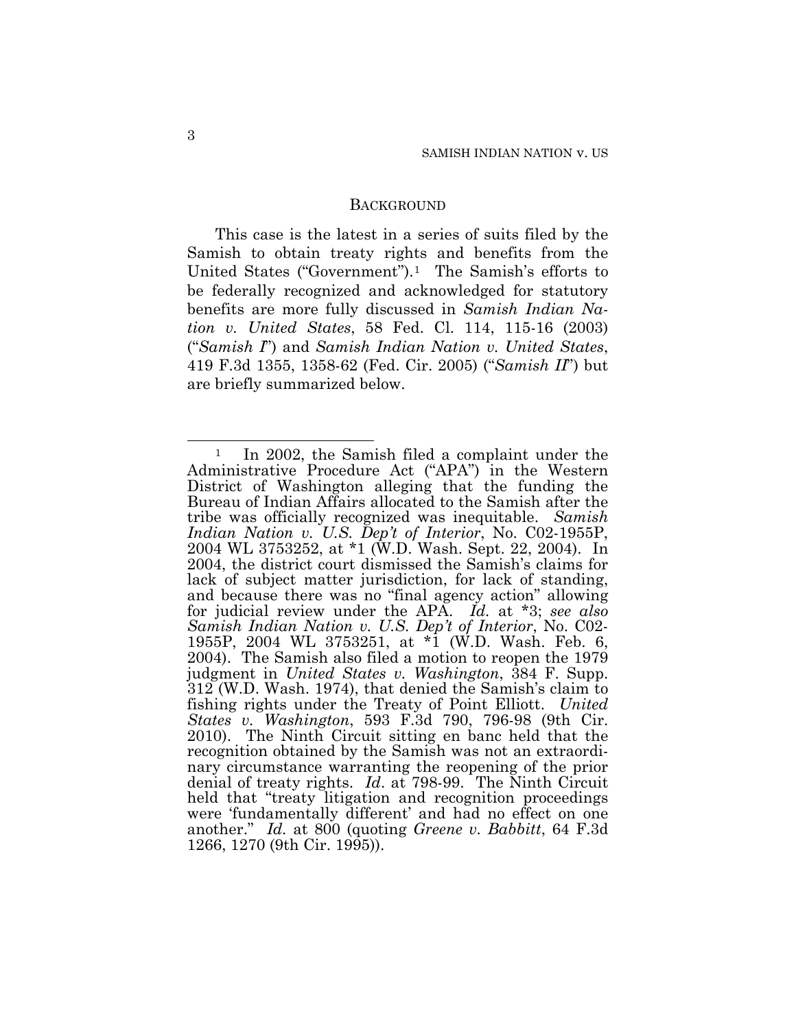## BACKGROUND

This case is the latest in a series of suits filed by the Samish to obtain treaty rights and benefits from the United States ("Government").[1] The Samish's efforts to be federally recognized and acknowledged for statutory benefits are more fully discussed in *Samish Indian Nation v. United States*, 58 Fed. Cl. 114, 115-16 (2003) ("*Samish I*") and *Samish Indian Nation v. United States*, 419 F.3d 1355, 1358-62 (Fed. Cir. 2005) ("*Samish II*") but are briefly summarized below.

---

[1] In 2002, the Samish filed a complaint under the Administrative Procedure Act ("APA") in the Western District of Washington alleging that the funding the Bureau of Indian Affairs allocated to the Samish after the tribe was officially recognized was inequitable. *Samish Indian Nation v. U.S. Dep't of Interior*, No. C02-1955P, 2004 WL 3753252, at *1 (W.D. Wash. Sept. 22, 2004). In 2004, the district court dismissed the Samish's claims for lack of subject matter jurisdiction, for lack of standing, and because there was no "final agency action" allowing for judicial review under the APA. *Id.* at *3; *see also Samish Indian Nation v. U.S. Dep't of Interior*, No. C02-1955P, 2004 WL 3753251, at *1 (W.D. Wash. Feb. 6, 2004). The Samish also filed a motion to reopen the 1979 judgment in *United States v. Washington*, 384 F. Supp. 312 (W.D. Wash. 1974), that denied the Samish's claim to fishing rights under the Treaty of Point Elliott. *United States v. Washington*, 593 F.3d 790, 796-98 (9th Cir. 2010). The Ninth Circuit sitting en banc held that the recognition obtained by the Samish was not an extraordinary circumstance warranting the reopening of the prior denial of treaty rights. *Id*. at 798-99. The Ninth Circuit held that "treaty litigation and recognition proceedings were 'fundamentally different' and had no effect on one another." *Id.* at 800 (quoting *Greene v. Babbitt*, 64 F.3d 1266, 1270 (9th Cir. 1995)).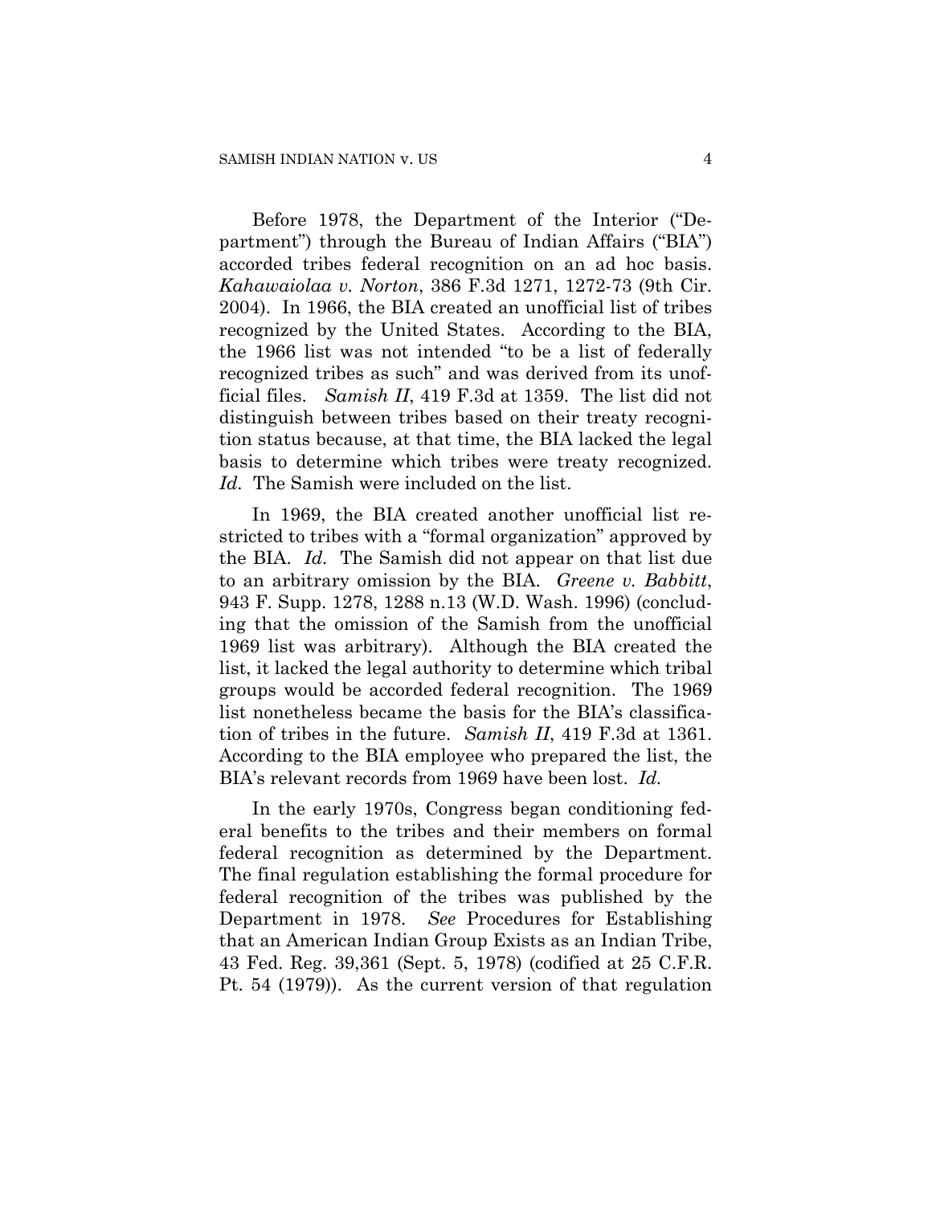Before 1978, the Department of the Interior ("Department") through the Bureau of Indian Affairs ("BIA") accorded tribes federal recognition on an ad hoc basis. *Kahawaiolaa v. Norton*, 386 F.3d 1271, 1272-73 (9th Cir. 2004). In 1966, the BIA created an unofficial list of tribes recognized by the United States. According to the BIA, the 1966 list was not intended "to be a list of federally recognized tribes as such" and was derived from its unofficial files. *Samish II*, 419 F.3d at 1359. The list did not distinguish between tribes based on their treaty recognition status because, at that time, the BIA lacked the legal basis to determine which tribes were treaty recognized. *Id.* The Samish were included on the list.

In 1969, the BIA created another unofficial list restricted to tribes with a "formal organization" approved by the BIA. *Id.* The Samish did not appear on that list due to an arbitrary omission by the BIA. *Greene v. Babbitt*, 943 F. Supp. 1278, 1288 n.13 (W.D. Wash. 1996) (concluding that the omission of the Samish from the unofficial 1969 list was arbitrary). Although the BIA created the list, it lacked the legal authority to determine which tribal groups would be accorded federal recognition. The 1969 list nonetheless became the basis for the BIA's classification of tribes in the future. *Samish II*, 419 F.3d at 1361. According to the BIA employee who prepared the list, the BIA's relevant records from 1969 have been lost. *Id.*

In the early 1970s, Congress began conditioning federal benefits to the tribes and their members on formal federal recognition as determined by the Department. The final regulation establishing the formal procedure for federal recognition of the tribes was published by the Department in 1978. *See* Procedures for Establishing that an American Indian Group Exists as an Indian Tribe, 43 Fed. Reg. 39,361 (Sept. 5, 1978) (codified at 25 C.F.R. Pt. 54 (1979)). As the current version of that regulation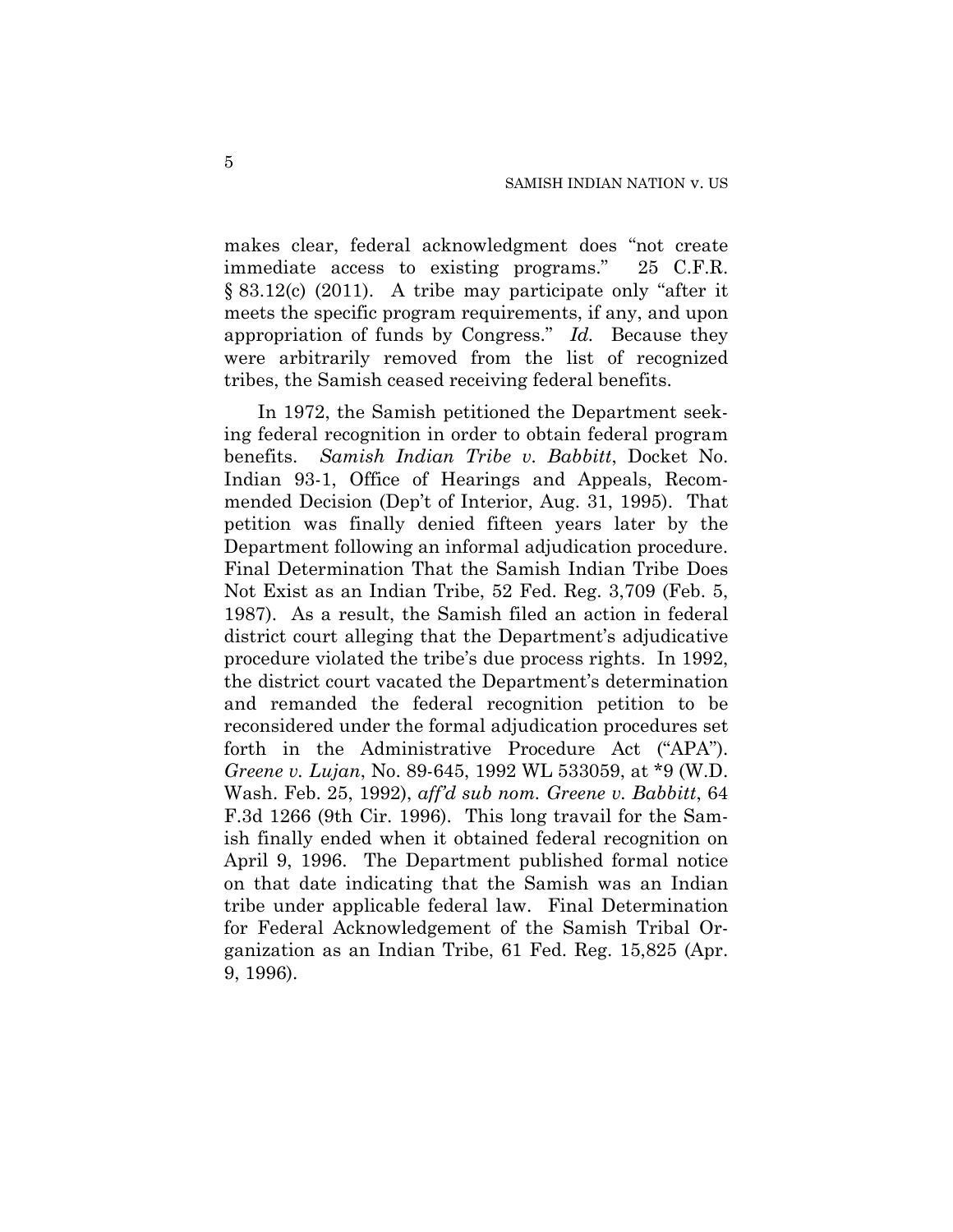makes clear, federal acknowledgment does "not create immediate access to existing programs." 25 C.F.R. § 83.12(c) (2011). A tribe may participate only "after it meets the specific program requirements, if any, and upon appropriation of funds by Congress." *Id.* Because they were arbitrarily removed from the list of recognized tribes, the Samish ceased receiving federal benefits.

In 1972, the Samish petitioned the Department seeking federal recognition in order to obtain federal program benefits. *Samish Indian Tribe v. Babbitt*, Docket No. Indian 93-1, Office of Hearings and Appeals, Recommended Decision (Dep't of Interior, Aug. 31, 1995). That petition was finally denied fifteen years later by the Department following an informal adjudication procedure. Final Determination That the Samish Indian Tribe Does Not Exist as an Indian Tribe, 52 Fed. Reg. 3,709 (Feb. 5, 1987). As a result, the Samish filed an action in federal district court alleging that the Department's adjudicative procedure violated the tribe's due process rights. In 1992, the district court vacated the Department's determination and remanded the federal recognition petition to be reconsidered under the formal adjudication procedures set forth in the Administrative Procedure Act ("APA"). *Greene v. Lujan*, No. 89-645, 1992 WL 533059, at *9 (W.D. Wash. Feb. 25, 1992), *aff'd sub nom. Greene v. Babbitt*, 64 F.3d 1266 (9th Cir. 1996). This long travail for the Samish finally ended when it obtained federal recognition on April 9, 1996. The Department published formal notice on that date indicating that the Samish was an Indian tribe under applicable federal law. Final Determination for Federal Acknowledgement of the Samish Tribal Organization as an Indian Tribe, 61 Fed. Reg. 15,825 (Apr. 9, 1996).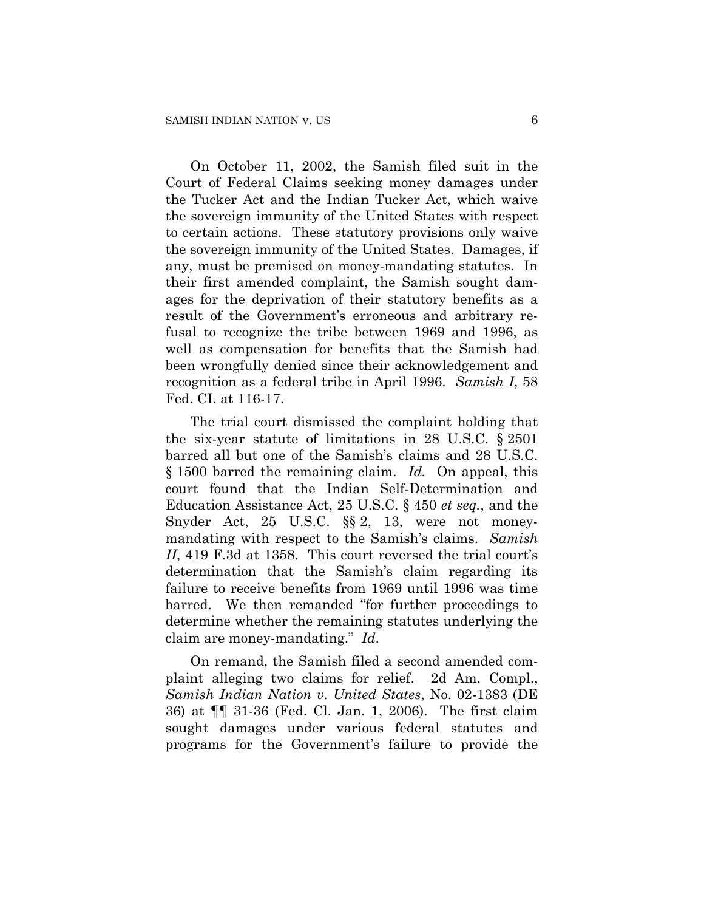On October 11, 2002, the Samish filed suit in the Court of Federal Claims seeking money damages under the Tucker Act and the Indian Tucker Act, which waive the sovereign immunity of the United States with respect to certain actions. These statutory provisions only waive the sovereign immunity of the United States. Damages, if any, must be premised on money-mandating statutes. In their first amended complaint, the Samish sought damages for the deprivation of their statutory benefits as a result of the Government's erroneous and arbitrary refusal to recognize the tribe between 1969 and 1996, as well as compensation for benefits that the Samish had been wrongfully denied since their acknowledgement and recognition as a federal tribe in April 1996. *Samish I*, 58 Fed. CI. at 116-17.

The trial court dismissed the complaint holding that the six-year statute of limitations in 28 U.S.C. § 2501 barred all but one of the Samish's claims and 28 U.S.C. § 1500 barred the remaining claim. *Id.* On appeal, this court found that the Indian Self-Determination and Education Assistance Act, 25 U.S.C. § 450 *et seq.*, and the Snyder Act, 25 U.S.C. §§ 2, 13, were not money-mandating with respect to the Samish's claims. *Samish II*, 419 F.3d at 1358. This court reversed the trial court's determination that the Samish's claim regarding its failure to receive benefits from 1969 until 1996 was time barred. We then remanded "for further proceedings to determine whether the remaining statutes underlying the claim are money-mandating." *Id.*

On remand, the Samish filed a second amended complaint alleging two claims for relief. 2d Am. Compl., *Samish Indian Nation v. United States*, No. 02-1383 (DE 36) at ¶¶ 31-36 (Fed. Cl. Jan. 1, 2006). The first claim sought damages under various federal statutes and programs for the Government's failure to provide the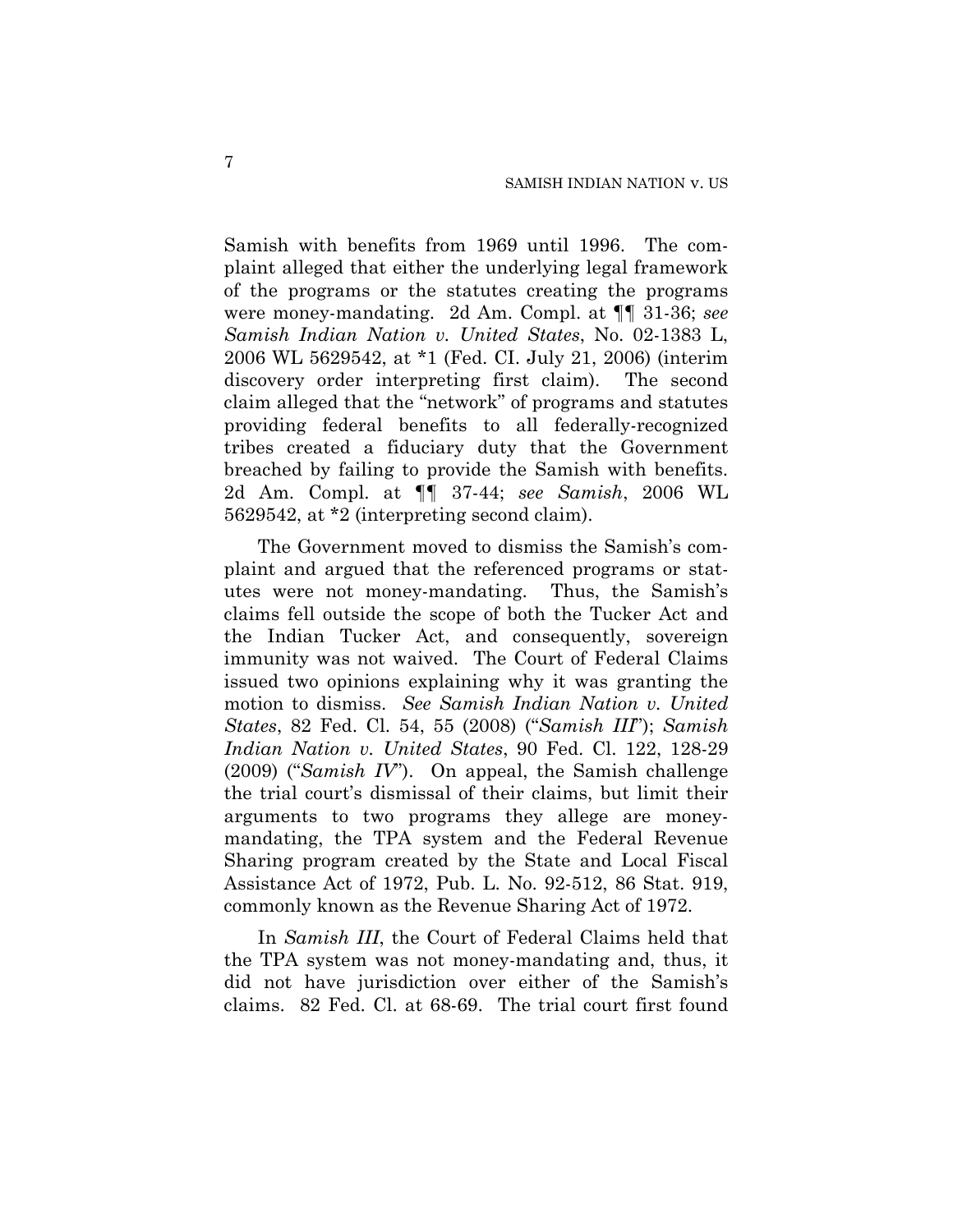Samish with benefits from 1969 until 1996. The complaint alleged that either the underlying legal framework of the programs or the statutes creating the programs were money-mandating. 2d Am. Compl. at ¶¶ 31-36; *see Samish Indian Nation v. United States*, No. 02-1383 L, 2006 WL 5629542, at *1 (Fed. Cl. July 21, 2006) (interim discovery order interpreting first claim). The second claim alleged that the "network" of programs and statutes providing federal benefits to all federally-recognized tribes created a fiduciary duty that the Government breached by failing to provide the Samish with benefits. 2d Am. Compl. at ¶¶ 37-44; *see Samish*, 2006 WL 5629542, at *2 (interpreting second claim).

The Government moved to dismiss the Samish's complaint and argued that the referenced programs or statutes were not money-mandating. Thus, the Samish's claims fell outside the scope of both the Tucker Act and the Indian Tucker Act, and consequently, sovereign immunity was not waived. The Court of Federal Claims issued two opinions explaining why it was granting the motion to dismiss. *See Samish Indian Nation v. United States*, 82 Fed. Cl. 54, 55 (2008) ("*Samish III*"); *Samish Indian Nation v. United States*, 90 Fed. Cl. 122, 128-29 (2009) ("*Samish IV*"). On appeal, the Samish challenge the trial court's dismissal of their claims, but limit their arguments to two programs they allege are money-mandating, the TPA system and the Federal Revenue Sharing program created by the State and Local Fiscal Assistance Act of 1972, Pub. L. No. 92-512, 86 Stat. 919, commonly known as the Revenue Sharing Act of 1972.

In *Samish III*, the Court of Federal Claims held that the TPA system was not money-mandating and, thus, it did not have jurisdiction over either of the Samish's claims. 82 Fed. Cl. at 68-69. The trial court first found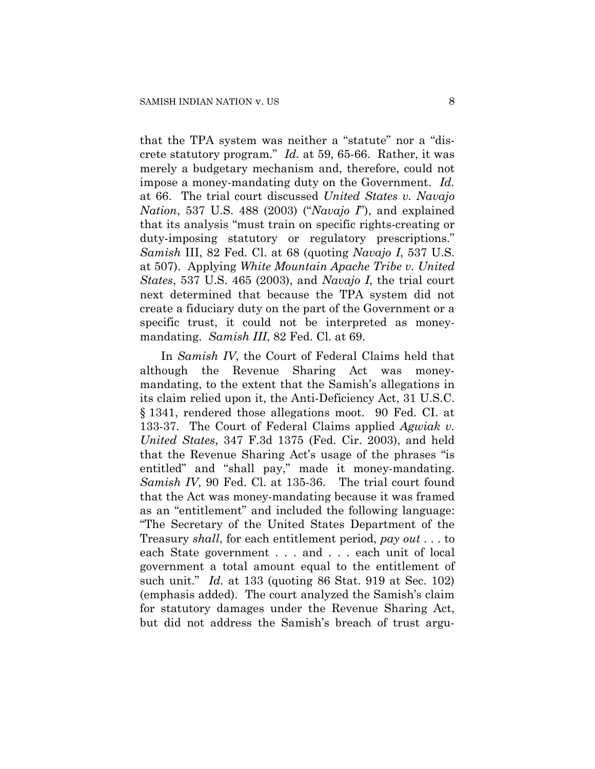that the TPA system was neither a "statute" nor a "discrete statutory program." *Id.* at 59, 65-66. Rather, it was merely a budgetary mechanism and, therefore, could not impose a money-mandating duty on the Government. *Id.* at 66. The trial court discussed *United States v. Navajo Nation*, 537 U.S. 488 (2003) ("*Navajo I*"), and explained that its analysis "must train on specific rights-creating or duty-imposing statutory or regulatory prescriptions." *Samish* III, 82 Fed. Cl. at 68 (quoting *Navajo I*, 537 U.S. at 507). Applying *White Mountain Apache Tribe v. United States*, 537 U.S. 465 (2003), and *Navajo I*, the trial court next determined that because the TPA system did not create a fiduciary duty on the part of the Government or a specific trust, it could not be interpreted as money-mandating. *Samish III*, 82 Fed. Cl. at 69.

In *Samish IV*, the Court of Federal Claims held that although the Revenue Sharing Act was money-mandating, to the extent that the Samish's allegations in its claim relied upon it, the Anti-Deficiency Act, 31 U.S.C. § 1341, rendered those allegations moot. 90 Fed. CI. at 133-37. The Court of Federal Claims applied *Agwiak v. United States*, 347 F.3d 1375 (Fed. Cir. 2003), and held that the Revenue Sharing Act's usage of the phrases "is entitled" and "shall pay," made it money-mandating. *Samish IV*, 90 Fed. Cl. at 135-36. The trial court found that the Act was money-mandating because it was framed as an "entitlement" and included the following language: "The Secretary of the United States Department of the Treasury *shall*, for each entitlement period, *pay out* . . . to each State government . . . and . . . each unit of local government a total amount equal to the entitlement of such unit." *Id.* at 133 (quoting 86 Stat. 919 at Sec. 102) (emphasis added). The court analyzed the Samish's claim for statutory damages under the Revenue Sharing Act, but did not address the Samish's breach of trust argu-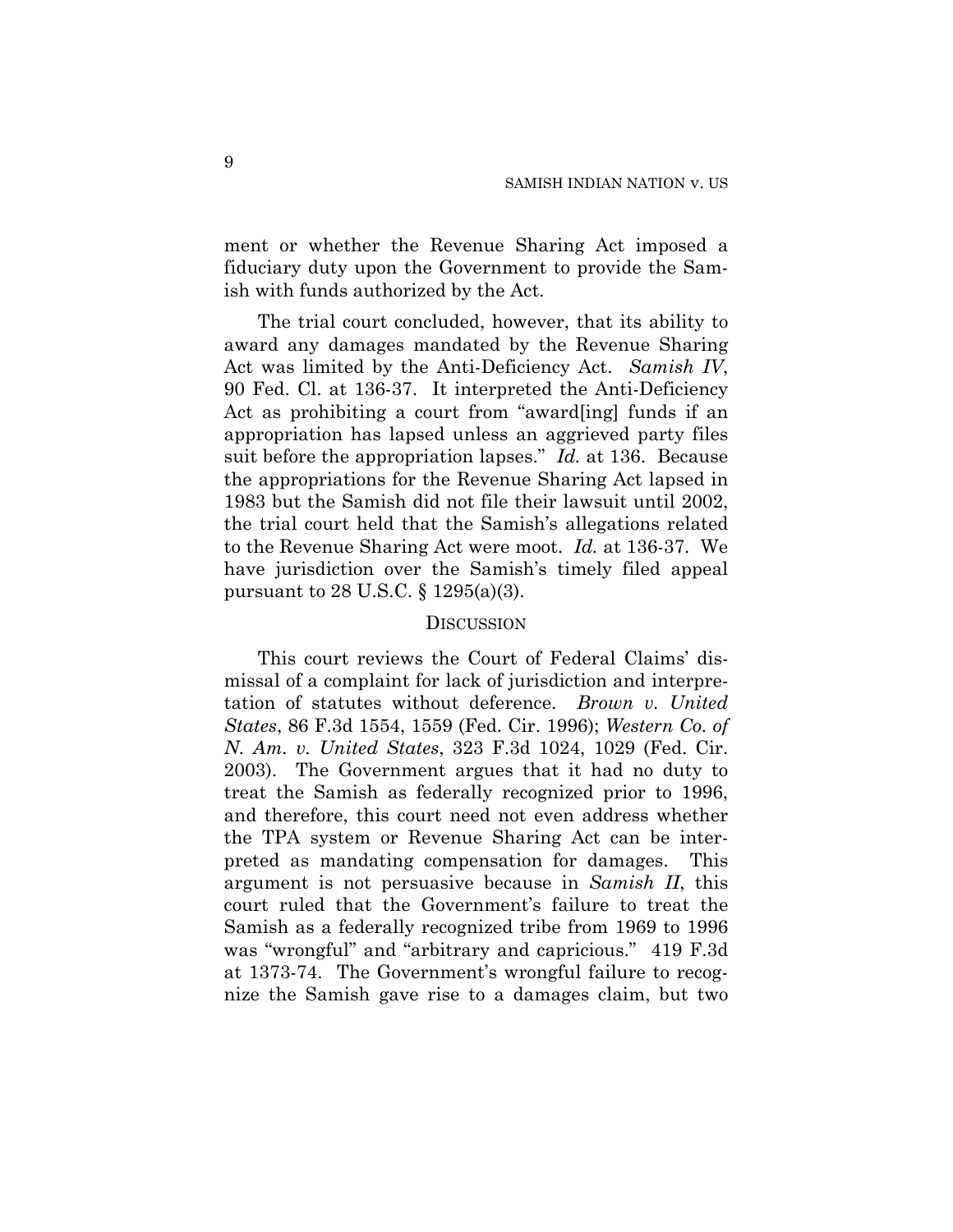ment or whether the Revenue Sharing Act imposed a fiduciary duty upon the Government to provide the Samish with funds authorized by the Act.

The trial court concluded, however, that its ability to award any damages mandated by the Revenue Sharing Act was limited by the Anti-Deficiency Act. *Samish IV*, 90 Fed. Cl. at 136-37. It interpreted the Anti-Deficiency Act as prohibiting a court from "award[ing] funds if an appropriation has lapsed unless an aggrieved party files suit before the appropriation lapses." *Id.* at 136. Because the appropriations for the Revenue Sharing Act lapsed in 1983 but the Samish did not file their lawsuit until 2002, the trial court held that the Samish's allegations related to the Revenue Sharing Act were moot. *Id.* at 136-37. We have jurisdiction over the Samish's timely filed appeal pursuant to 28 U.S.C. § 1295(a)(3).

## DISCUSSION

This court reviews the Court of Federal Claims' dismissal of a complaint for lack of jurisdiction and interpretation of statutes without deference. *Brown v. United States*, 86 F.3d 1554, 1559 (Fed. Cir. 1996); *Western Co. of N. Am. v. United States*, 323 F.3d 1024, 1029 (Fed. Cir. 2003). The Government argues that it had no duty to treat the Samish as federally recognized prior to 1996, and therefore, this court need not even address whether the TPA system or Revenue Sharing Act can be interpreted as mandating compensation for damages. This argument is not persuasive because in *Samish II*, this court ruled that the Government's failure to treat the Samish as a federally recognized tribe from 1969 to 1996 was "wrongful" and "arbitrary and capricious." 419 F.3d at 1373-74. The Government's wrongful failure to recognize the Samish gave rise to a damages claim, but two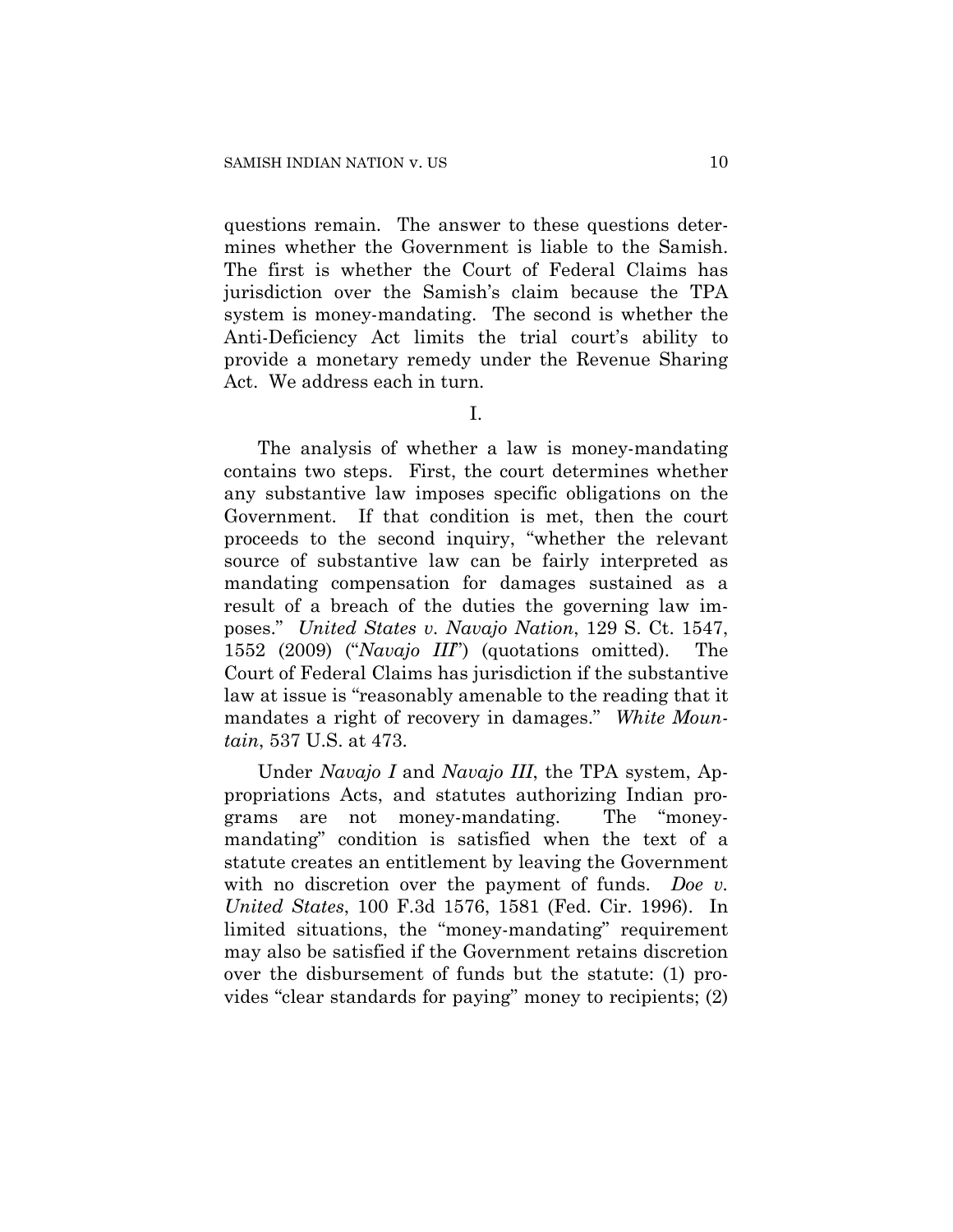questions remain. The answer to these questions determines whether the Government is liable to the Samish. The first is whether the Court of Federal Claims has jurisdiction over the Samish's claim because the TPA system is money-mandating. The second is whether the Anti-Deficiency Act limits the trial court's ability to provide a monetary remedy under the Revenue Sharing Act. We address each in turn.

I.

The analysis of whether a law is money-mandating contains two steps. First, the court determines whether any substantive law imposes specific obligations on the Government. If that condition is met, then the court proceeds to the second inquiry, "whether the relevant source of substantive law can be fairly interpreted as mandating compensation for damages sustained as a result of a breach of the duties the governing law imposes." *United States v. Navajo Nation*, 129 S. Ct. 1547, 1552 (2009) ("*Navajo III*") (quotations omitted). The Court of Federal Claims has jurisdiction if the substantive law at issue is "reasonably amenable to the reading that it mandates a right of recovery in damages." *White Mountain*, 537 U.S. at 473.

Under *Navajo I* and *Navajo III*, the TPA system, Appropriations Acts, and statutes authorizing Indian programs are not money-mandating. The "money-mandating" condition is satisfied when the text of a statute creates an entitlement by leaving the Government with no discretion over the payment of funds. *Doe v. United States*, 100 F.3d 1576, 1581 (Fed. Cir. 1996). In limited situations, the "money-mandating" requirement may also be satisfied if the Government retains discretion over the disbursement of funds but the statute: (1) provides "clear standards for paying" money to recipients; (2)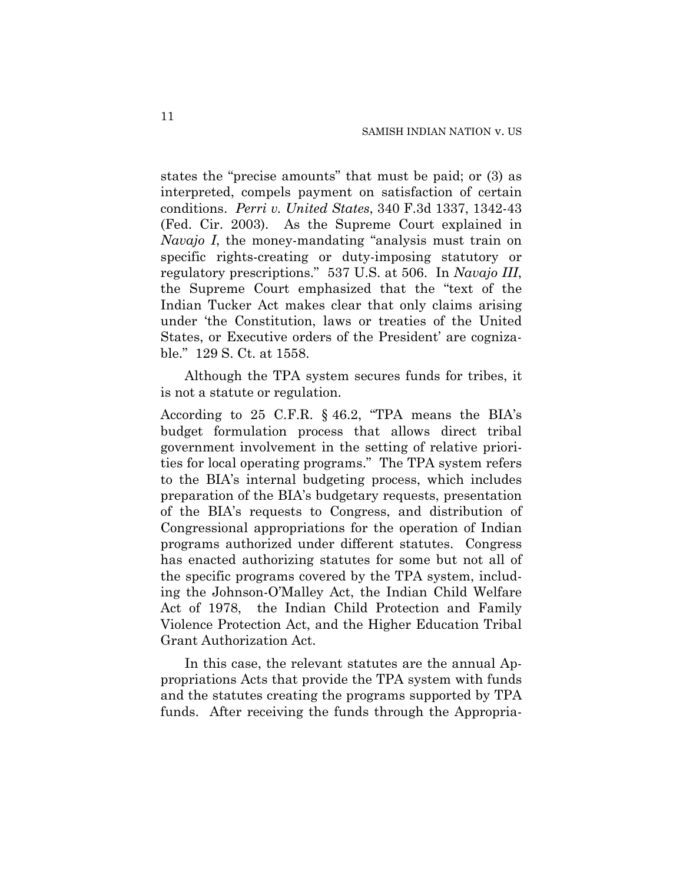states the "precise amounts" that must be paid; or (3) as interpreted, compels payment on satisfaction of certain conditions. *Perri v. United States*, 340 F.3d 1337, 1342-43 (Fed. Cir. 2003). As the Supreme Court explained in *Navajo I*, the money-mandating "analysis must train on specific rights-creating or duty-imposing statutory or regulatory prescriptions." 537 U.S. at 506. In *Navajo III*, the Supreme Court emphasized that the "text of the Indian Tucker Act makes clear that only claims arising under 'the Constitution, laws or treaties of the United States, or Executive orders of the President' are cognizable." 129 S. Ct. at 1558.

Although the TPA system secures funds for tribes, it is not a statute or regulation.

According to 25 C.F.R. § 46.2, "TPA means the BIA's budget formulation process that allows direct tribal government involvement in the setting of relative priorities for local operating programs." The TPA system refers to the BIA's internal budgeting process, which includes preparation of the BIA's budgetary requests, presentation of the BIA's requests to Congress, and distribution of Congressional appropriations for the operation of Indian programs authorized under different statutes. Congress has enacted authorizing statutes for some but not all of the specific programs covered by the TPA system, including the Johnson-O'Malley Act, the Indian Child Welfare Act of 1978, the Indian Child Protection and Family Violence Protection Act, and the Higher Education Tribal Grant Authorization Act.

In this case, the relevant statutes are the annual Appropriations Acts that provide the TPA system with funds and the statutes creating the programs supported by TPA funds. After receiving the funds through the Appropria-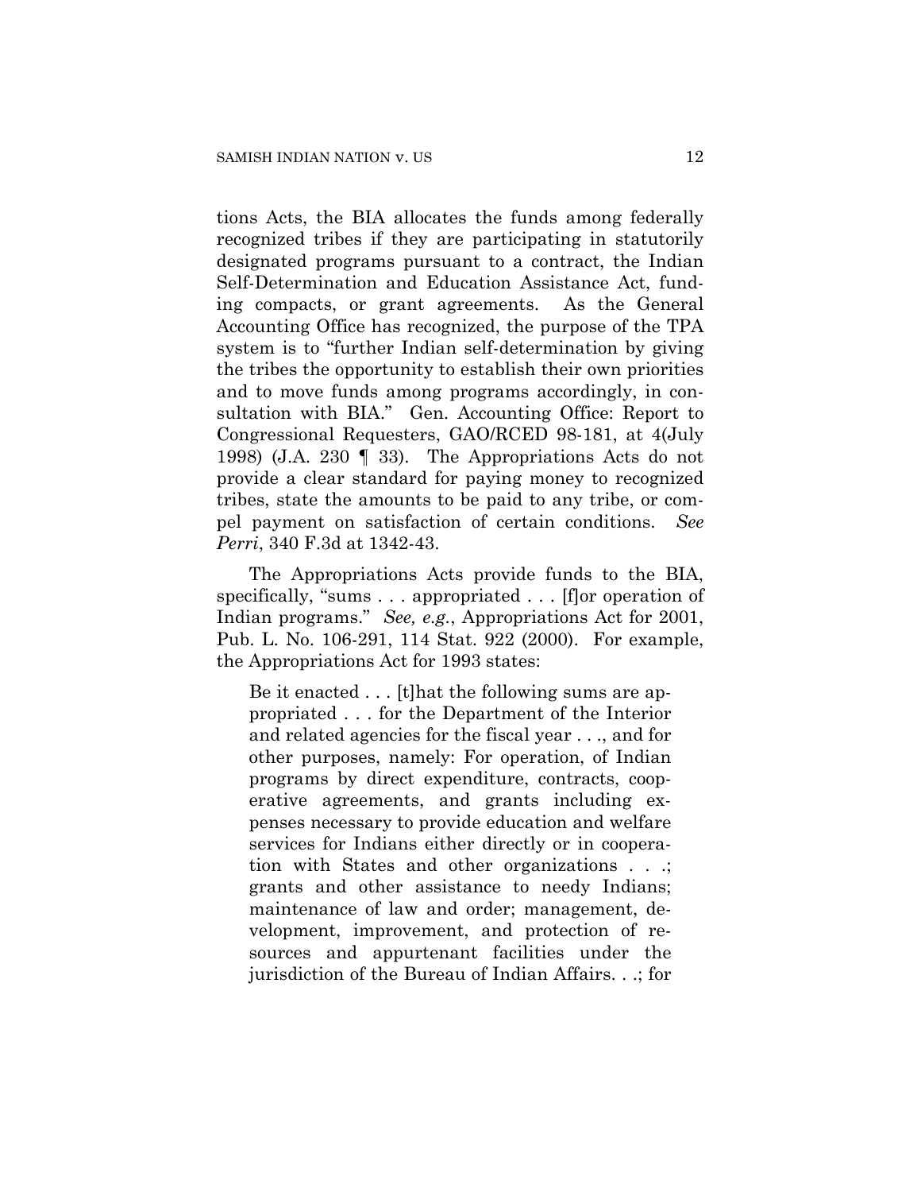tions Acts, the BIA allocates the funds among federally recognized tribes if they are participating in statutorily designated programs pursuant to a contract, the Indian Self-Determination and Education Assistance Act, funding compacts, or grant agreements. As the General Accounting Office has recognized, the purpose of the TPA system is to "further Indian self-determination by giving the tribes the opportunity to establish their own priorities and to move funds among programs accordingly, in consultation with BIA." Gen. Accounting Office: Report to Congressional Requesters, GAO/RCED 98-181, at 4(July 1998) (J.A. 230 ¶ 33). The Appropriations Acts do not provide a clear standard for paying money to recognized tribes, state the amounts to be paid to any tribe, or compel payment on satisfaction of certain conditions. *See Perri*, 340 F.3d at 1342-43.

The Appropriations Acts provide funds to the BIA, specifically, "sums . . . appropriated . . . [f]or operation of Indian programs." *See, e.g.*, Appropriations Act for 2001, Pub. L. No. 106-291, 114 Stat. 922 (2000). For example, the Appropriations Act for 1993 states:

> Be it enacted . . . [t]hat the following sums are appropriated . . . for the Department of the Interior and related agencies for the fiscal year . . ., and for other purposes, namely: For operation, of Indian programs by direct expenditure, contracts, cooperative agreements, and grants including expenses necessary to provide education and welfare services for Indians either directly or in cooperation with States and other organizations . . .; grants and other assistance to needy Indians; maintenance of law and order; management, development, improvement, and protection of resources and appurtenant facilities under the jurisdiction of the Bureau of Indian Affairs. . .; for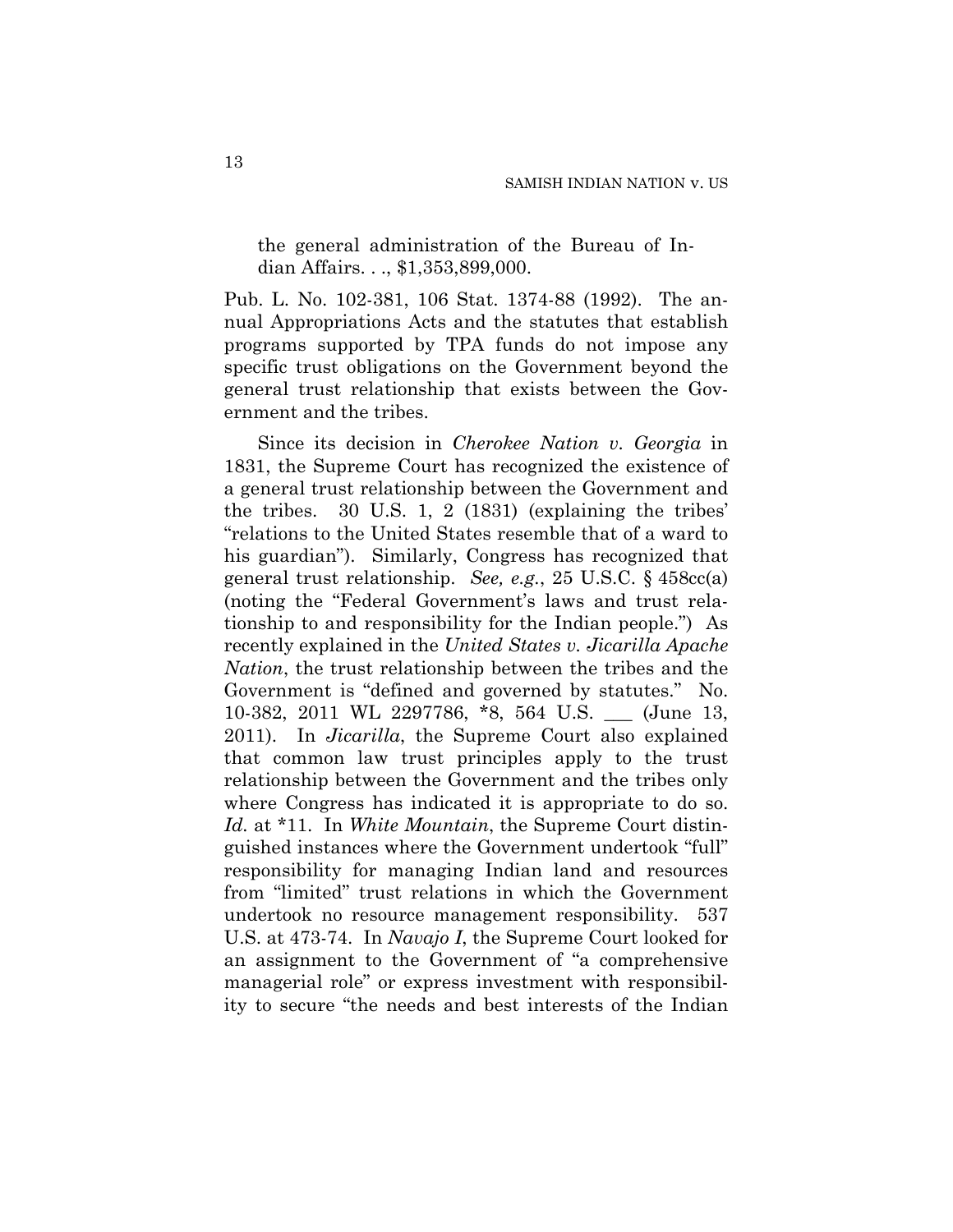the general administration of the Bureau of Indian Affairs. . ., $1,353,899,000.

Pub. L. No. 102-381, 106 Stat. 1374-88 (1992). The annual Appropriations Acts and the statutes that establish programs supported by TPA funds do not impose any specific trust obligations on the Government beyond the general trust relationship that exists between the Government and the tribes.

Since its decision in *Cherokee Nation v. Georgia* in 1831, the Supreme Court has recognized the existence of a general trust relationship between the Government and the tribes. 30 U.S. 1, 2 (1831) (explaining the tribes' "relations to the United States resemble that of a ward to his guardian"). Similarly, Congress has recognized that general trust relationship. *See, e.g.*, 25 U.S.C. § 458cc(a) (noting the "Federal Government's laws and trust relationship to and responsibility for the Indian people.") As recently explained in the *United States v. Jicarilla Apache Nation*, the trust relationship between the tribes and the Government is "defined and governed by statutes." No. 10-382, 2011 WL 2297786, *8, 564 U.S. ___ (June 13, 2011). In *Jicarilla*, the Supreme Court also explained that common law trust principles apply to the trust relationship between the Government and the tribes only where Congress has indicated it is appropriate to do so. *Id.* at *11. In *White Mountain*, the Supreme Court distinguished instances where the Government undertook "full" responsibility for managing Indian land and resources from "limited" trust relations in which the Government undertook no resource management responsibility. 537 U.S. at 473-74. In *Navajo I*, the Supreme Court looked for an assignment to the Government of "a comprehensive managerial role" or express investment with responsibility to secure "the needs and best interests of the Indian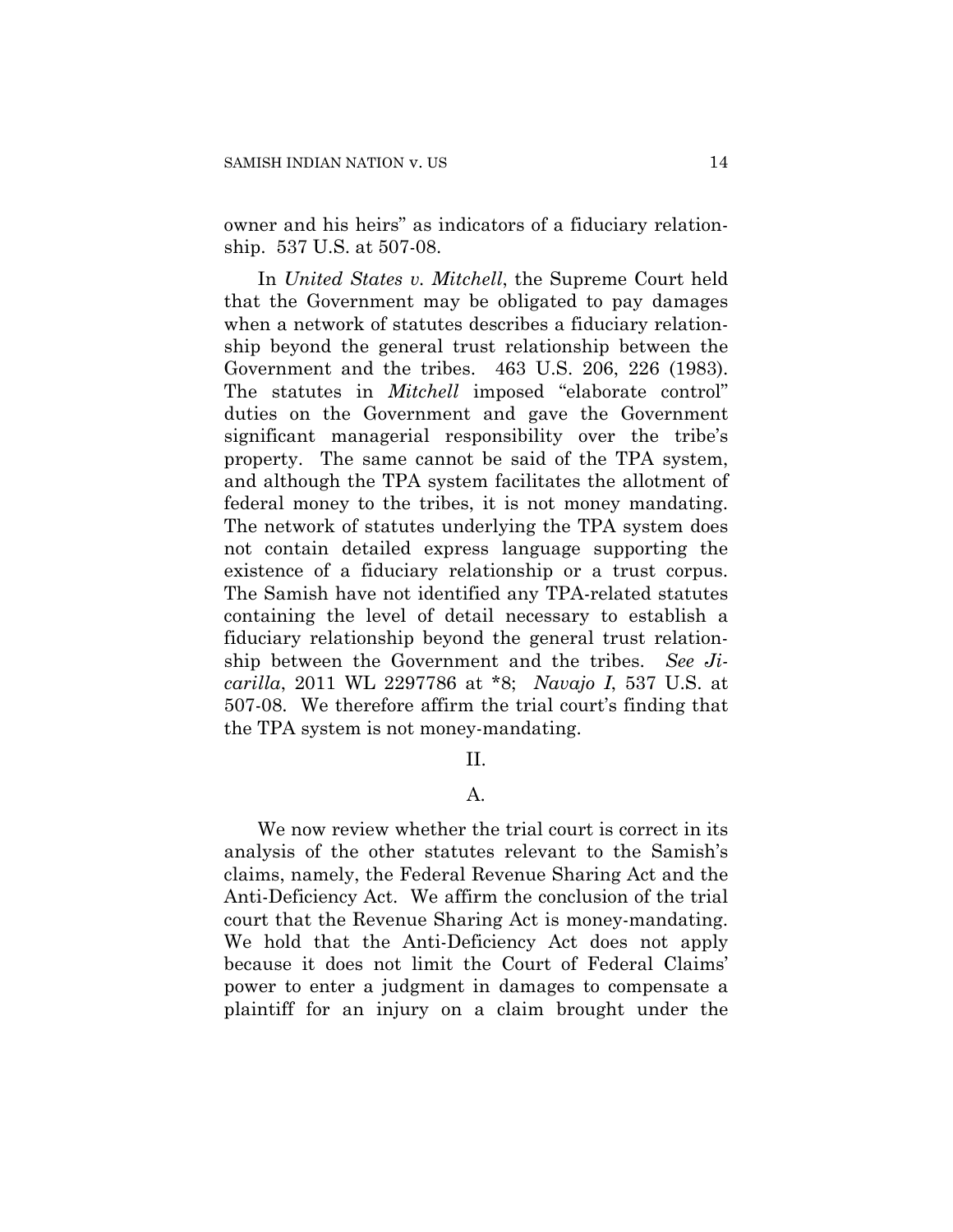owner and his heirs" as indicators of a fiduciary relationship. 537 U.S. at 507-08.

In *United States v. Mitchell*, the Supreme Court held that the Government may be obligated to pay damages when a network of statutes describes a fiduciary relationship beyond the general trust relationship between the Government and the tribes. 463 U.S. 206, 226 (1983). The statutes in *Mitchell* imposed "elaborate control" duties on the Government and gave the Government significant managerial responsibility over the tribe's property. The same cannot be said of the TPA system, and although the TPA system facilitates the allotment of federal money to the tribes, it is not money mandating. The network of statutes underlying the TPA system does not contain detailed express language supporting the existence of a fiduciary relationship or a trust corpus. The Samish have not identified any TPA-related statutes containing the level of detail necessary to establish a fiduciary relationship beyond the general trust relationship between the Government and the tribes. *See Jicarilla*, 2011 WL 2297786 at *8; *Navajo I*, 537 U.S. at 507-08. We therefore affirm the trial court's finding that the TPA system is not money-mandating.

## II.

### A.

We now review whether the trial court is correct in its analysis of the other statutes relevant to the Samish's claims, namely, the Federal Revenue Sharing Act and the Anti-Deficiency Act. We affirm the conclusion of the trial court that the Revenue Sharing Act is money-mandating. We hold that the Anti-Deficiency Act does not apply because it does not limit the Court of Federal Claims' power to enter a judgment in damages to compensate a plaintiff for an injury on a claim brought under the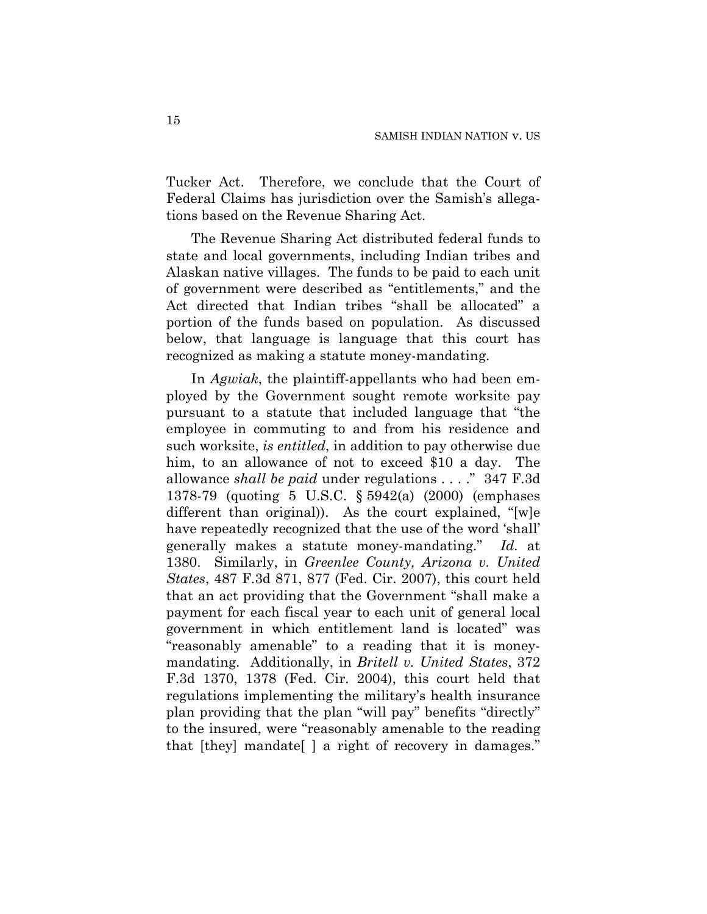Tucker Act. Therefore, we conclude that the Court of Federal Claims has jurisdiction over the Samish's allegations based on the Revenue Sharing Act.

The Revenue Sharing Act distributed federal funds to state and local governments, including Indian tribes and Alaskan native villages. The funds to be paid to each unit of government were described as "entitlements," and the Act directed that Indian tribes "shall be allocated" a portion of the funds based on population. As discussed below, that language is language that this court has recognized as making a statute money-mandating.

In *Agwiak*, the plaintiff-appellants who had been employed by the Government sought remote worksite pay pursuant to a statute that included language that "the employee in commuting to and from his residence and such worksite, *is entitled*, in addition to pay otherwise due him, to an allowance of not to exceed $10 a day. The allowance *shall be paid* under regulations . . . ." 347 F.3d 1378-79 (quoting 5 U.S.C. § 5942(a) (2000) (emphases different than original)). As the court explained, "[w]e have repeatedly recognized that the use of the word 'shall' generally makes a statute money-mandating." *Id.* at 1380. Similarly, in *Greenlee County, Arizona v. United States*, 487 F.3d 871, 877 (Fed. Cir. 2007), this court held that an act providing that the Government "shall make a payment for each fiscal year to each unit of general local government in which entitlement land is located" was "reasonably amenable" to a reading that it is money-mandating. Additionally, in *Britell v. United States*, 372 F.3d 1370, 1378 (Fed. Cir. 2004), this court held that regulations implementing the military's health insurance plan providing that the plan "will pay" benefits "directly" to the insured, were "reasonably amenable to the reading that [they] mandate[ ] a right of recovery in damages."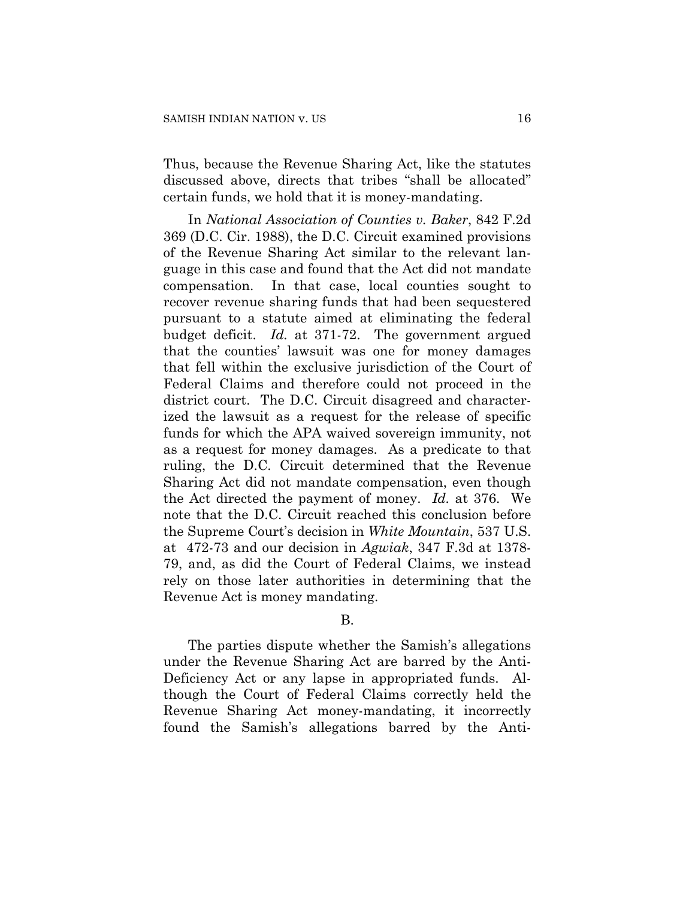Thus, because the Revenue Sharing Act, like the statutes discussed above, directs that tribes "shall be allocated" certain funds, we hold that it is money-mandating.

In *National Association of Counties v. Baker*, 842 F.2d 369 (D.C. Cir. 1988), the D.C. Circuit examined provisions of the Revenue Sharing Act similar to the relevant language in this case and found that the Act did not mandate compensation. In that case, local counties sought to recover revenue sharing funds that had been sequestered pursuant to a statute aimed at eliminating the federal budget deficit. *Id.* at 371-72. The government argued that the counties' lawsuit was one for money damages that fell within the exclusive jurisdiction of the Court of Federal Claims and therefore could not proceed in the district court. The D.C. Circuit disagreed and characterized the lawsuit as a request for the release of specific funds for which the APA waived sovereign immunity, not as a request for money damages. As a predicate to that ruling, the D.C. Circuit determined that the Revenue Sharing Act did not mandate compensation, even though the Act directed the payment of money. *Id.* at 376. We note that the D.C. Circuit reached this conclusion before the Supreme Court's decision in *White Mountain*, 537 U.S. at 472-73 and our decision in *Agwiak*, 347 F.3d at 1378-79, and, as did the Court of Federal Claims, we instead rely on those later authorities in determining that the Revenue Act is money mandating.

B.

The parties dispute whether the Samish's allegations under the Revenue Sharing Act are barred by the Anti-Deficiency Act or any lapse in appropriated funds. Although the Court of Federal Claims correctly held the Revenue Sharing Act money-mandating, it incorrectly found the Samish's allegations barred by the Anti-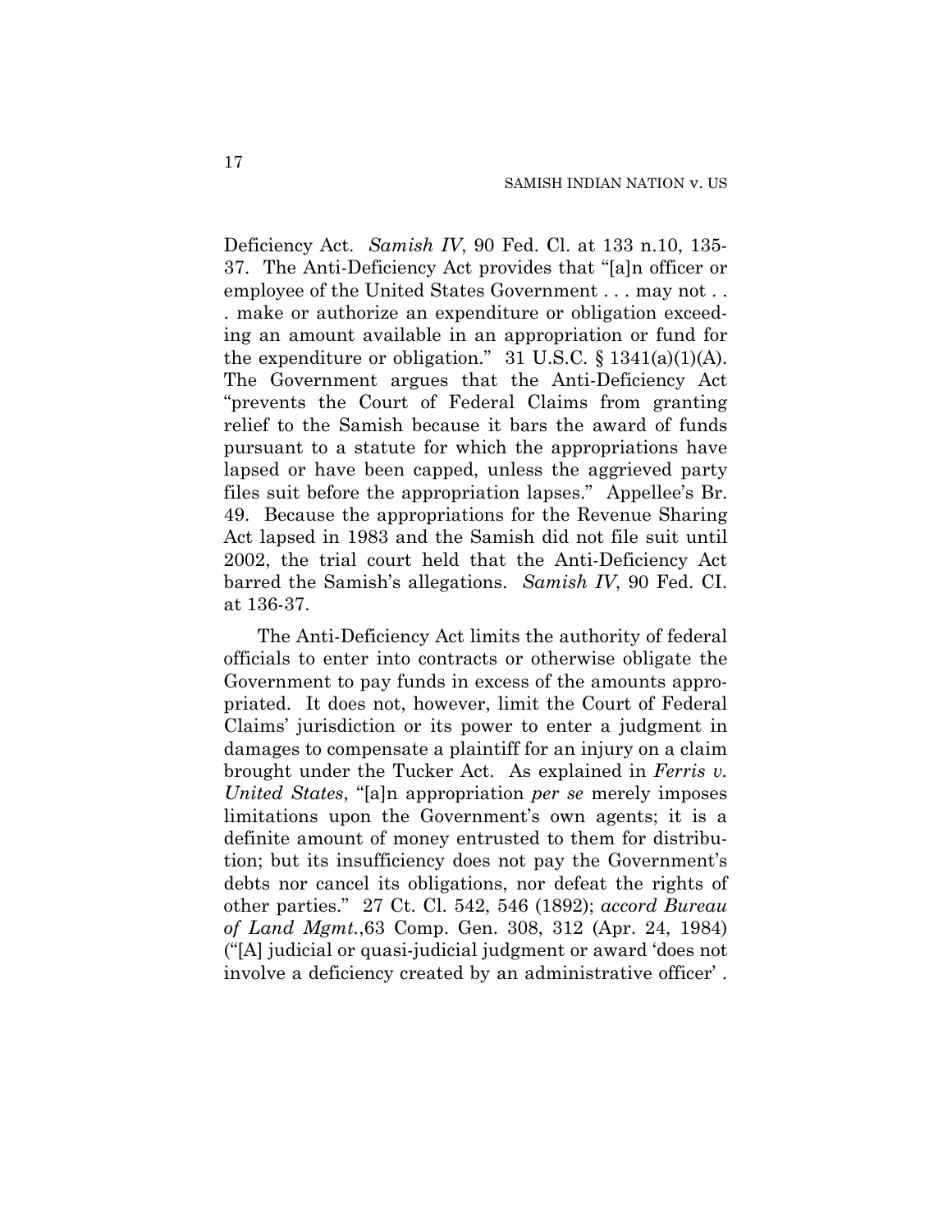Deficiency Act. *Samish IV*, 90 Fed. Cl. at 133 n.10, 135-37. The Anti-Deficiency Act provides that "[a]n officer or employee of the United States Government . . . may not . . . make or authorize an expenditure or obligation exceeding an amount available in an appropriation or fund for the expenditure or obligation." 31 U.S.C. § 1341(a)(1)(A). The Government argues that the Anti-Deficiency Act "prevents the Court of Federal Claims from granting relief to the Samish because it bars the award of funds pursuant to a statute for which the appropriations have lapsed or have been capped, unless the aggrieved party files suit before the appropriation lapses." Appellee's Br. 49. Because the appropriations for the Revenue Sharing Act lapsed in 1983 and the Samish did not file suit until 2002, the trial court held that the Anti-Deficiency Act barred the Samish's allegations. *Samish IV*, 90 Fed. CI. at 136-37.

The Anti-Deficiency Act limits the authority of federal officials to enter into contracts or otherwise obligate the Government to pay funds in excess of the amounts appropriated. It does not, however, limit the Court of Federal Claims' jurisdiction or its power to enter a judgment in damages to compensate a plaintiff for an injury on a claim brought under the Tucker Act. As explained in *Ferris v. United States*, "[a]n appropriation *per se* merely imposes limitations upon the Government's own agents; it is a definite amount of money entrusted to them for distribution; but its insufficiency does not pay the Government's debts nor cancel its obligations, nor defeat the rights of other parties." 27 Ct. Cl. 542, 546 (1892); *accord Bureau of Land Mgmt.*,63 Comp. Gen. 308, 312 (Apr. 24, 1984) ("[A] judicial or quasi-judicial judgment or award 'does not involve a deficiency created by an administrative officer' .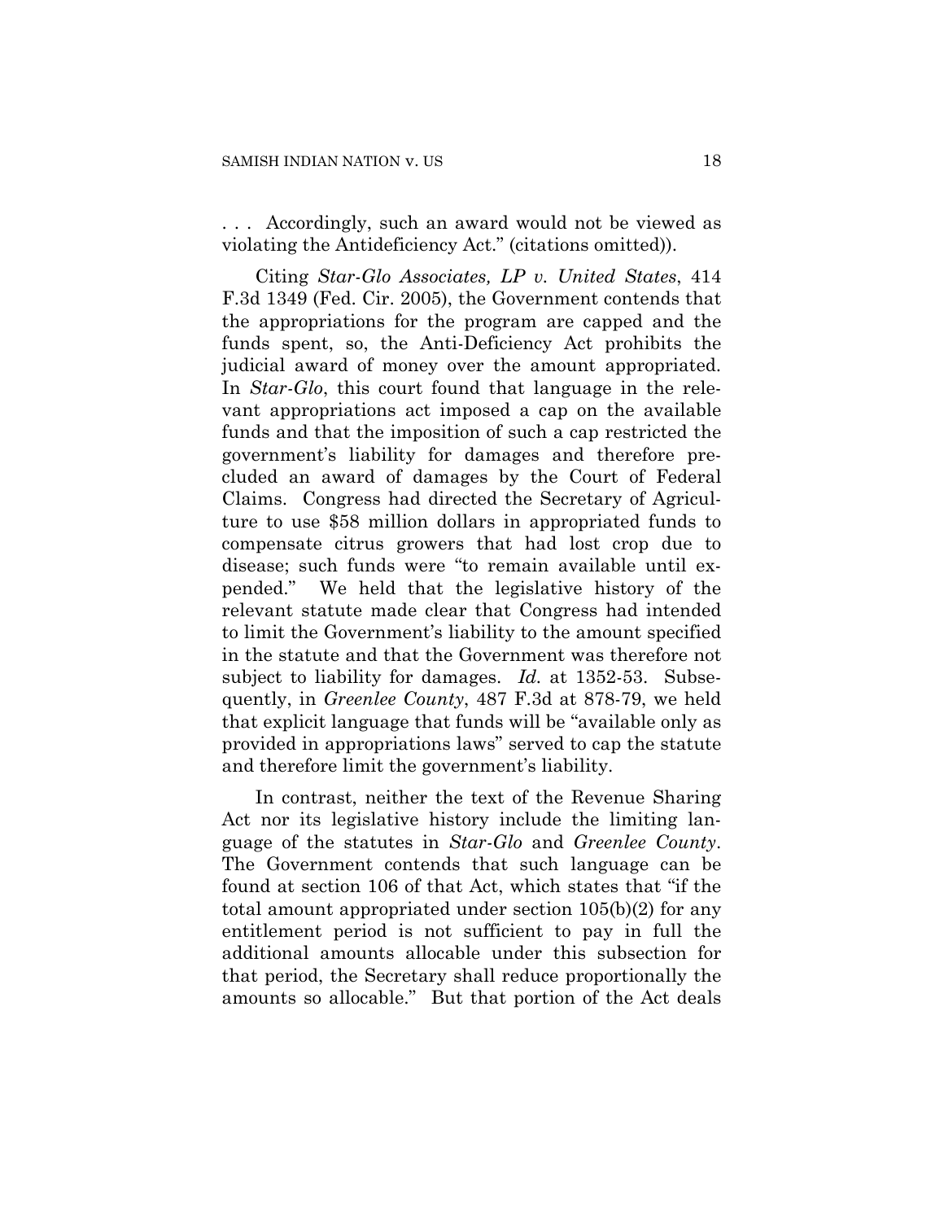. . . Accordingly, such an award would not be viewed as violating the Antideficiency Act." (citations omitted)).

Citing *Star-Glo Associates, LP v. United States*, 414 F.3d 1349 (Fed. Cir. 2005), the Government contends that the appropriations for the program are capped and the funds spent, so, the Anti-Deficiency Act prohibits the judicial award of money over the amount appropriated. In *Star-Glo*, this court found that language in the relevant appropriations act imposed a cap on the available funds and that the imposition of such a cap restricted the government's liability for damages and therefore precluded an award of damages by the Court of Federal Claims. Congress had directed the Secretary of Agriculture to use \$58 million dollars in appropriated funds to compensate citrus growers that had lost crop due to disease; such funds were "to remain available until expended." We held that the legislative history of the relevant statute made clear that Congress had intended to limit the Government's liability to the amount specified in the statute and that the Government was therefore not subject to liability for damages. *Id.* at 1352-53. Subsequently, in *Greenlee County*, 487 F.3d at 878-79, we held that explicit language that funds will be "available only as provided in appropriations laws" served to cap the statute and therefore limit the government's liability.

In contrast, neither the text of the Revenue Sharing Act nor its legislative history include the limiting language of the statutes in *Star-Glo* and *Greenlee County*. The Government contends that such language can be found at section 106 of that Act, which states that "if the total amount appropriated under section 105(b)(2) for any entitlement period is not sufficient to pay in full the additional amounts allocable under this subsection for that period, the Secretary shall reduce proportionally the amounts so allocable." But that portion of the Act deals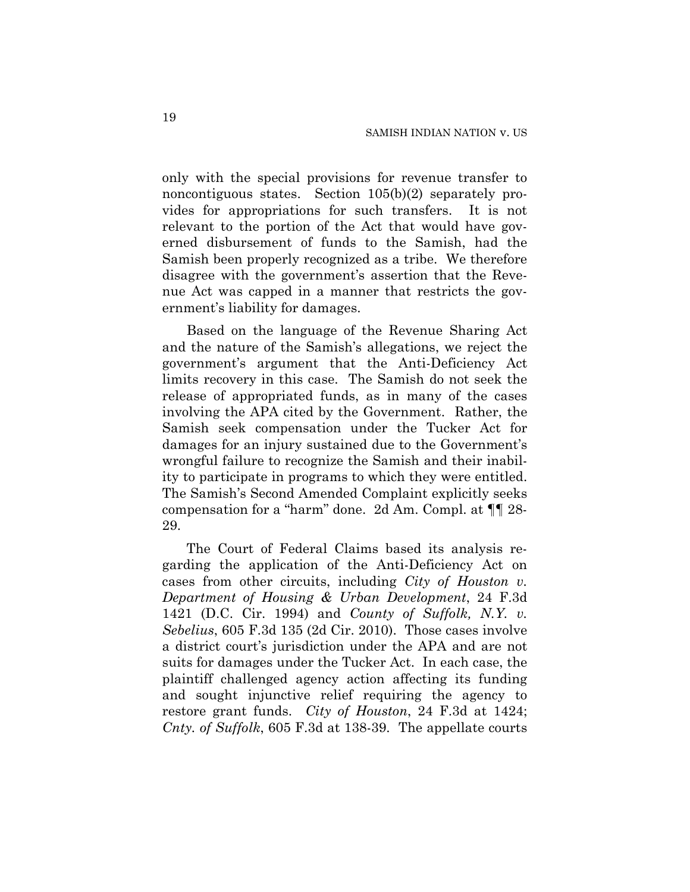only with the special provisions for revenue transfer to noncontiguous states. Section 105(b)(2) separately provides for appropriations for such transfers. It is not relevant to the portion of the Act that would have governed disbursement of funds to the Samish, had the Samish been properly recognized as a tribe. We therefore disagree with the government's assertion that the Revenue Act was capped in a manner that restricts the government's liability for damages.

Based on the language of the Revenue Sharing Act and the nature of the Samish's allegations, we reject the government's argument that the Anti-Deficiency Act limits recovery in this case. The Samish do not seek the release of appropriated funds, as in many of the cases involving the APA cited by the Government. Rather, the Samish seek compensation under the Tucker Act for damages for an injury sustained due to the Government's wrongful failure to recognize the Samish and their inability to participate in programs to which they were entitled. The Samish's Second Amended Complaint explicitly seeks compensation for a "harm" done. 2d Am. Compl. at ¶¶ 28-29.

The Court of Federal Claims based its analysis regarding the application of the Anti-Deficiency Act on cases from other circuits, including *City of Houston v. Department of Housing & Urban Development*, 24 F.3d 1421 (D.C. Cir. 1994) and *County of Suffolk, N.Y. v. Sebelius*, 605 F.3d 135 (2d Cir. 2010). Those cases involve a district court's jurisdiction under the APA and are not suits for damages under the Tucker Act. In each case, the plaintiff challenged agency action affecting its funding and sought injunctive relief requiring the agency to restore grant funds. *City of Houston*, 24 F.3d at 1424; *Cnty. of Suffolk*, 605 F.3d at 138-39. The appellate courts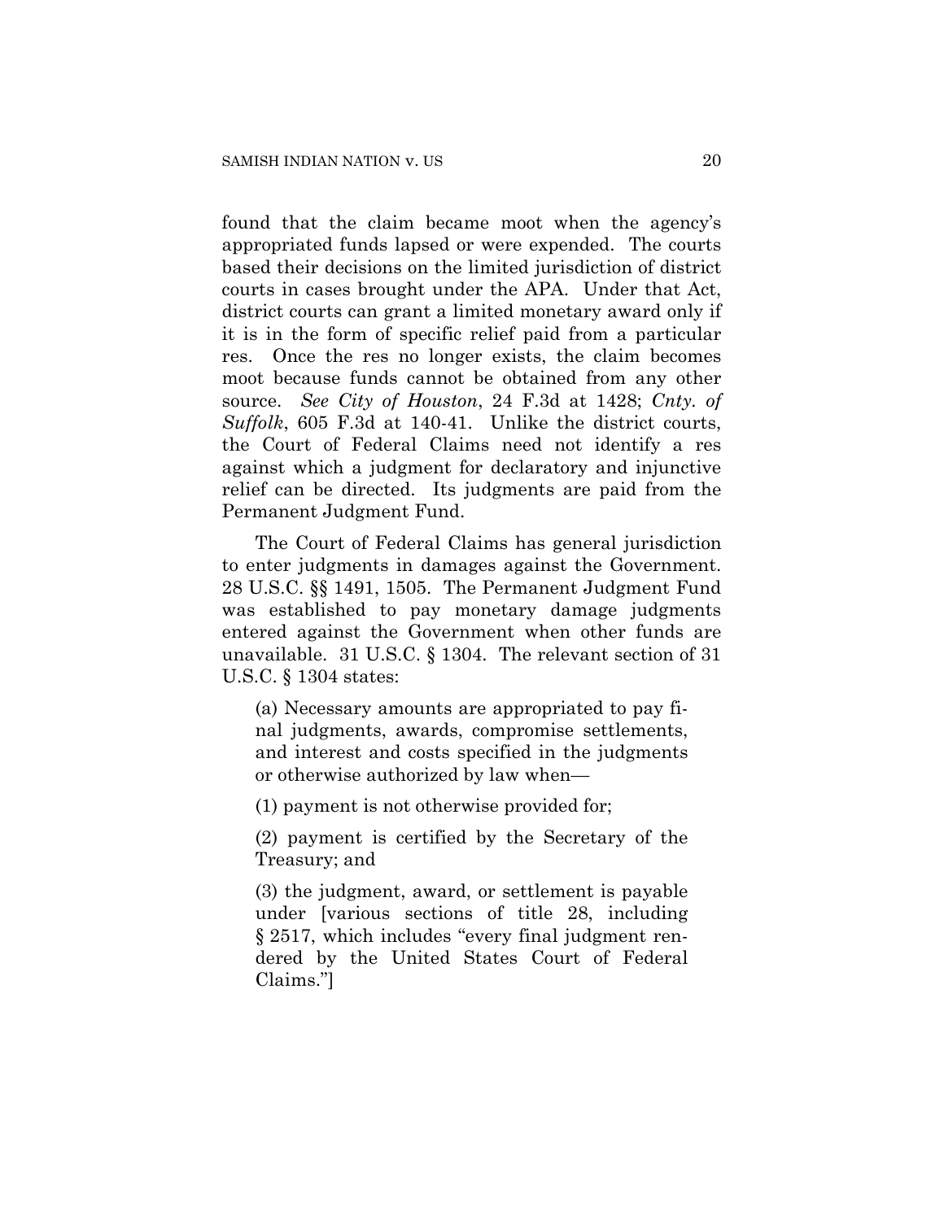found that the claim became moot when the agency's appropriated funds lapsed or were expended. The courts based their decisions on the limited jurisdiction of district courts in cases brought under the APA. Under that Act, district courts can grant a limited monetary award only if it is in the form of specific relief paid from a particular res. Once the res no longer exists, the claim becomes moot because funds cannot be obtained from any other source. *See City of Houston*, 24 F.3d at 1428; *Cnty. of Suffolk*, 605 F.3d at 140-41. Unlike the district courts, the Court of Federal Claims need not identify a res against which a judgment for declaratory and injunctive relief can be directed. Its judgments are paid from the Permanent Judgment Fund.

The Court of Federal Claims has general jurisdiction to enter judgments in damages against the Government. 28 U.S.C. §§ 1491, 1505. The Permanent Judgment Fund was established to pay monetary damage judgments entered against the Government when other funds are unavailable. 31 U.S.C. § 1304. The relevant section of 31 U.S.C. § 1304 states:

> (a) Necessary amounts are appropriated to pay final judgments, awards, compromise settlements, and interest and costs specified in the judgments or otherwise authorized by law when—
>
> (1) payment is not otherwise provided for;
>
> (2) payment is certified by the Secretary of the Treasury; and
>
> (3) the judgment, award, or settlement is payable under [various sections of title 28, including § 2517, which includes "every final judgment rendered by the United States Court of Federal Claims."]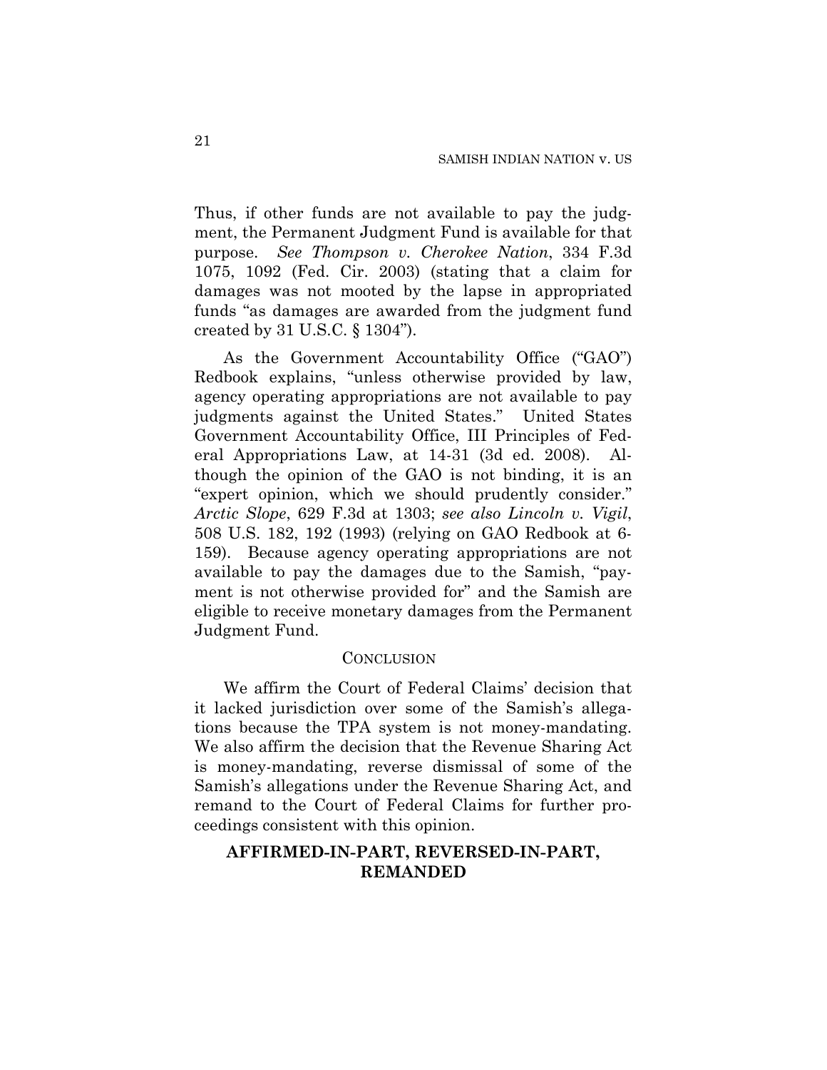Thus, if other funds are not available to pay the judgment, the Permanent Judgment Fund is available for that purpose. *See Thompson v. Cherokee Nation*, 334 F.3d 1075, 1092 (Fed. Cir. 2003) (stating that a claim for damages was not mooted by the lapse in appropriated funds "as damages are awarded from the judgment fund created by 31 U.S.C. § 1304").

As the Government Accountability Office ("GAO") Redbook explains, "unless otherwise provided by law, agency operating appropriations are not available to pay judgments against the United States." United States Government Accountability Office, III Principles of Federal Appropriations Law, at 14-31 (3d ed. 2008). Although the opinion of the GAO is not binding, it is an "expert opinion, which we should prudently consider." *Arctic Slope*, 629 F.3d at 1303; *see also Lincoln v. Vigil*, 508 U.S. 182, 192 (1993) (relying on GAO Redbook at 6-159). Because agency operating appropriations are not available to pay the damages due to the Samish, "payment is not otherwise provided for" and the Samish are eligible to receive monetary damages from the Permanent Judgment Fund.

## CONCLUSION

We affirm the Court of Federal Claims' decision that it lacked jurisdiction over some of the Samish's allegations because the TPA system is not money-mandating. We also affirm the decision that the Revenue Sharing Act is money-mandating, reverse dismissal of some of the Samish's allegations under the Revenue Sharing Act, and remand to the Court of Federal Claims for further proceedings consistent with this opinion.

**AFFIRMED-IN-PART, REVERSED-IN-PART, REMANDED**